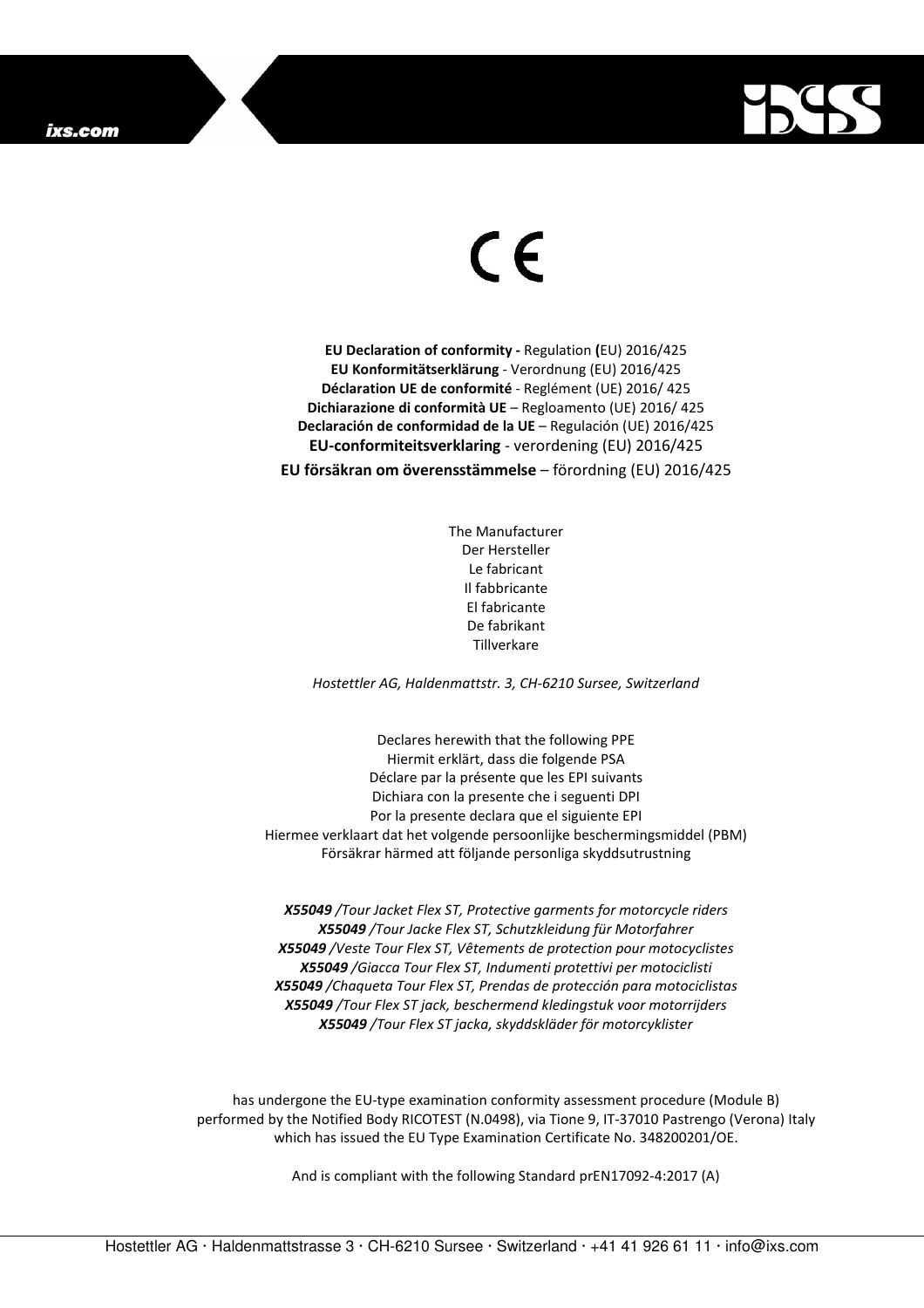CE

**EU Declaration of conformity -** Regulation **(**EU) 2016/425
**EU Konformitätserklärung** - Verordnung (EU) 2016/425
**Déclaration UE de conformité** - Reglément (UE) 2016/ 425
**Dichiarazione di conformità UE** – Regloamento (UE) 2016/ 425
**Declaración de conformidad de la UE** – Regulación (UE) 2016/425
**EU-conformiteitsverklaring** - verordening (EU) 2016/425
**EU försäkran om överensstämmelse** – förordning (EU) 2016/425

The Manufacturer
Der Hersteller
Le fabricant
Il fabbricante
El fabricante
De fabrikant
Tillverkare

*Hostettler AG, Haldenmattstr. 3, CH-6210 Sursee, Switzerland*

Declares herewith that the following PPE
Hiermit erklärt, dass die folgende PSA
Déclare par la présente que les EPI suivants
Dichiara con la presente che i seguenti DPI
Por la presente declara que el siguiente EPI
Hiermee verklaart dat het volgende persoonlijke beschermingsmiddel (PBM)
Försäkrar härmed att följande personliga skyddsutrustning

***X55049*** */Tour Jacket Flex ST, Protective garments for motorcycle riders*
***X55049*** */Tour Jacke Flex ST, Schutzkleidung für Motorfahrer*
***X55049*** */Veste Tour Flex ST, Vêtements de protection pour motocyclistes*
***X55049*** */Giacca Tour Flex ST, Indumenti protettivi per motociclisti*
***X55049*** */Chaqueta Tour Flex ST, Prendas de protección para motociclistas*
***X55049*** */Tour Flex ST jack, beschermend kledingstuk voor motorrijders*
***X55049*** */Tour Flex ST jacka, skyddskläder för motorcyklister*

has undergone the EU-type examination conformity assessment procedure (Module B) performed by the Notified Body RICOTEST (N.0498), via Tione 9, IT-37010 Pastrengo (Verona) Italy which has issued the EU Type Examination Certificate No. 348200201/OE.

And is compliant with the following Standard prEN17092-4:2017 (A)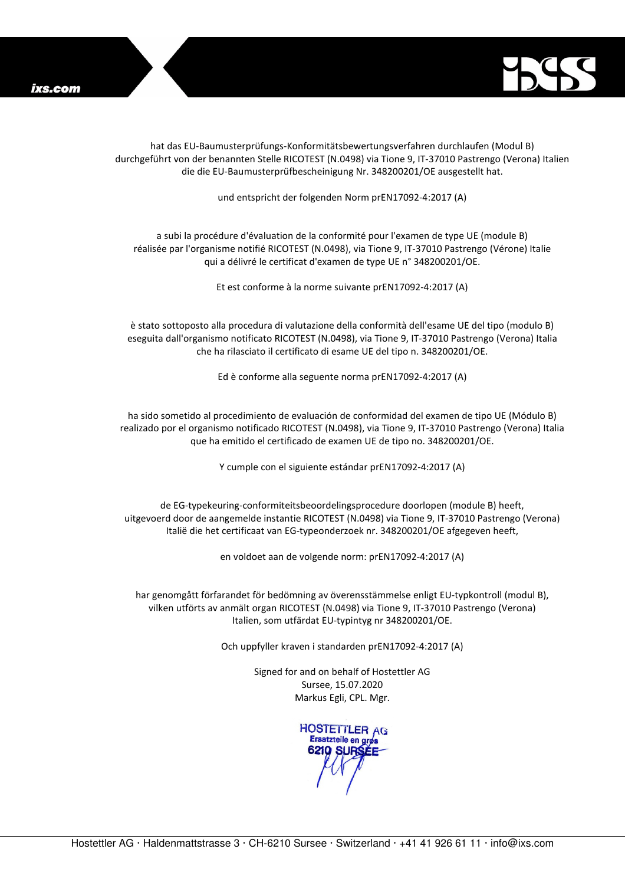hat das EU-Baumusterprüfungs-Konformitätsbewertungsverfahren durchlaufen (Modul B) durchgeführt von der benannten Stelle RICOTEST (N.0498) via Tione 9, IT-37010 Pastrengo (Verona) Italien die die EU-Baumusterprüfbescheinigung Nr. 348200201/OE ausgestellt hat.

und entspricht der folgenden Norm prEN17092-4:2017 (A)

a subi la procédure d'évaluation de la conformité pour l'examen de type UE (module B) réalisée par l'organisme notifié RICOTEST (N.0498), via Tione 9, IT-37010 Pastrengo (Vérone) Italie qui a délivré le certificat d'examen de type UE n° 348200201/OE.

Et est conforme à la norme suivante prEN17092-4:2017 (A)

è stato sottoposto alla procedura di valutazione della conformità dell'esame UE del tipo (modulo B) eseguita dall'organismo notificato RICOTEST (N.0498), via Tione 9, IT-37010 Pastrengo (Verona) Italia che ha rilasciato il certificato di esame UE del tipo n. 348200201/OE.

Ed è conforme alla seguente norma prEN17092-4:2017 (A)

ha sido sometido al procedimiento de evaluación de conformidad del examen de tipo UE (Módulo B) realizado por el organismo notificado RICOTEST (N.0498), via Tione 9, IT-37010 Pastrengo (Verona) Italia que ha emitido el certificado de examen UE de tipo no. 348200201/OE.

Y cumple con el siguiente estándar prEN17092-4:2017 (A)

de EG-typekeuring-conformiteitsbeoordelingsprocedure doorlopen (module B) heeft, uitgevoerd door de aangemelde instantie RICOTEST (N.0498) via Tione 9, IT-37010 Pastrengo (Verona) Italië die het certificaat van EG-typeonderzoek nr. 348200201/OE afgegeven heeft,

en voldoet aan de volgende norm: prEN17092-4:2017 (A)

har genomgått förfarandet för bedömning av överensstämmelse enligt EU-typkontroll (modul B), vilken utförts av anmält organ RICOTEST (N.0498) via Tione 9, IT-37010 Pastrengo (Verona) Italien, som utfärdat EU-typintyg nr 348200201/OE.

Och uppfyller kraven i standarden prEN17092-4:2017 (A)

Signed for and on behalf of Hostettler AG
Sursee, 15.07.2020
Markus Egli, CPL. Mgr.

HOSTETTLER AG
Ersatzteile en gros
6210 SURSEE

Hostettler AG · Haldenmattstrasse 3 · CH-6210 Sursee · Switzerland · +41 41 926 61 11 · info@ixs.com